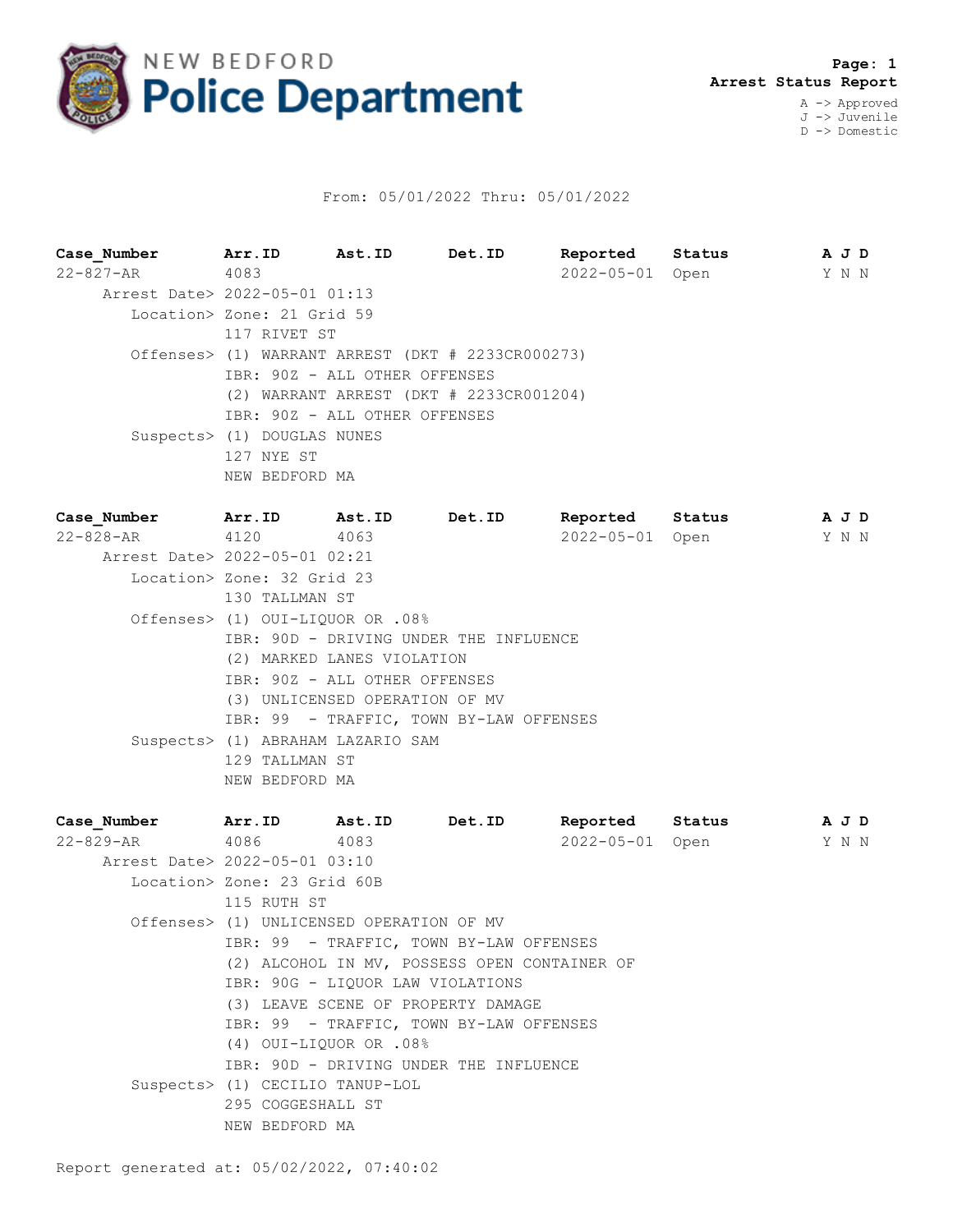# NEW BEDFORD Police Department

**Page: 1**
**Arrest Status Report**

A -> Approved
J -> Juvenile
D -> Domestic

From: 05/01/2022 Thru: 05/01/2022

| Case_Number | Arr.ID | Ast.ID | Det.ID | Reported | Status | A | J | D |
|---|---|---|---|---|---|---|---|---|
| 22-827-AR | 4083 | | | 2022-05-01 | Open | Y | N | N |

Arrest Date> 2022-05-01 01:13
Location> Zone: 21 Grid 59
117 RIVET ST
Offenses> (1) WARRANT ARREST (DKT # 2233CR000273)
IBR: 90Z - ALL OTHER OFFENSES
(2) WARRANT ARREST (DKT # 2233CR001204)
IBR: 90Z - ALL OTHER OFFENSES
Suspects> (1) DOUGLAS NUNES
127 NYE ST
NEW BEDFORD MA

| Case_Number | Arr.ID | Ast.ID | Det.ID | Reported | Status | A | J | D |
|---|---|---|---|---|---|---|---|---|
| 22-828-AR | 4120 | 4063 | | 2022-05-01 | Open | Y | N | N |

Arrest Date> 2022-05-01 02:21
Location> Zone: 32 Grid 23
130 TALLMAN ST
Offenses> (1) OUI-LIQUOR OR .08%
IBR: 90D - DRIVING UNDER THE INFLUENCE
(2) MARKED LANES VIOLATION
IBR: 90Z - ALL OTHER OFFENSES
(3) UNLICENSED OPERATION OF MV
IBR: 99 - TRAFFIC, TOWN BY-LAW OFFENSES
Suspects> (1) ABRAHAM LAZARIO SAM
129 TALLMAN ST
NEW BEDFORD MA

| Case_Number | Arr.ID | Ast.ID | Det.ID | Reported | Status | A | J | D |
|---|---|---|---|---|---|---|---|---|
| 22-829-AR | 4086 | 4083 | | 2022-05-01 | Open | Y | N | N |

Arrest Date> 2022-05-01 03:10
Location> Zone: 23 Grid 60B
115 RUTH ST
Offenses> (1) UNLICENSED OPERATION OF MV
IBR: 99 - TRAFFIC, TOWN BY-LAW OFFENSES
(2) ALCOHOL IN MV, POSSESS OPEN CONTAINER OF
IBR: 90G - LIQUOR LAW VIOLATIONS
(3) LEAVE SCENE OF PROPERTY DAMAGE
IBR: 99 - TRAFFIC, TOWN BY-LAW OFFENSES
(4) OUI-LIQUOR OR .08%
IBR: 90D - DRIVING UNDER THE INFLUENCE
Suspects> (1) CECILIO TANUP-LOL
295 COGGESHALL ST
NEW BEDFORD MA

Report generated at: 05/02/2022, 07:40:02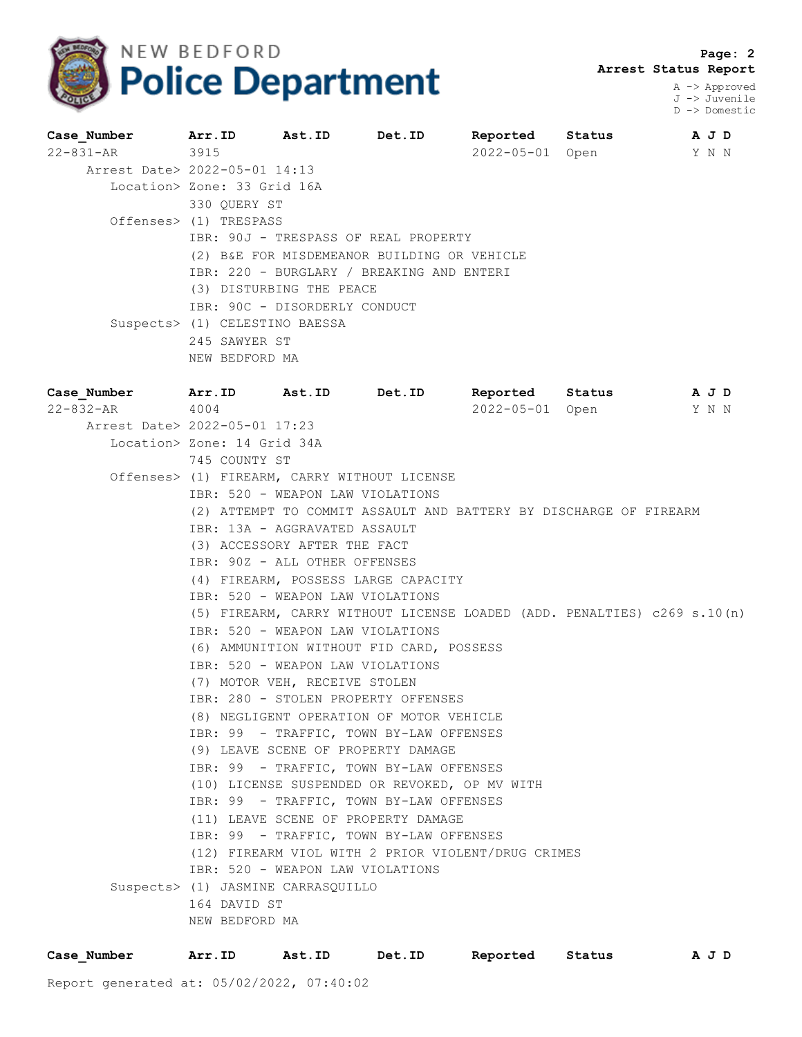**NEW BEDFORD Police Department**

**Arrest Status Report**

A -> Approved
J -> Juvenile
D -> Domestic

| Case_Number | Arr.ID | Ast.ID | Det.ID | Reported | Status | A J D |
|---|---|---|---|---|---|---|
| 22-831-AR | 3915 | | | 2022-05-01 | Open | Y N N |

Arrest Date> 2022-05-01 14:13

Location> Zone: 33 Grid 16A
330 QUERY ST

Offenses> (1) TRESPASS
IBR: 90J - TRESPASS OF REAL PROPERTY
(2) B&E FOR MISDEMEANOR BUILDING OR VEHICLE
IBR: 220 - BURGLARY / BREAKING AND ENTERI
(3) DISTURBING THE PEACE
IBR: 90C - DISORDERLY CONDUCT

Suspects> (1) CELESTINO BAESSA
245 SAWYER ST
NEW BEDFORD MA

| Case_Number | Arr.ID | Ast.ID | Det.ID | Reported | Status | A J D |
|---|---|---|---|---|---|---|
| 22-832-AR | 4004 | | | 2022-05-01 | Open | Y N N |

Arrest Date> 2022-05-01 17:23

Location> Zone: 14 Grid 34A
745 COUNTY ST

Offenses> (1) FIREARM, CARRY WITHOUT LICENSE
IBR: 520 - WEAPON LAW VIOLATIONS
(2) ATTEMPT TO COMMIT ASSAULT AND BATTERY BY DISCHARGE OF FIREARM
IBR: 13A - AGGRAVATED ASSAULT
(3) ACCESSORY AFTER THE FACT
IBR: 90Z - ALL OTHER OFFENSES
(4) FIREARM, POSSESS LARGE CAPACITY
IBR: 520 - WEAPON LAW VIOLATIONS
(5) FIREARM, CARRY WITHOUT LICENSE LOADED (ADD. PENALTIES) c269 s.10(n)
IBR: 520 - WEAPON LAW VIOLATIONS
(6) AMMUNITION WITHOUT FID CARD, POSSESS
IBR: 520 - WEAPON LAW VIOLATIONS
(7) MOTOR VEH, RECEIVE STOLEN
IBR: 280 - STOLEN PROPERTY OFFENSES
(8) NEGLIGENT OPERATION OF MOTOR VEHICLE
IBR: 99 - TRAFFIC, TOWN BY-LAW OFFENSES
(9) LEAVE SCENE OF PROPERTY DAMAGE
IBR: 99 - TRAFFIC, TOWN BY-LAW OFFENSES
(10) LICENSE SUSPENDED OR REVOKED, OP MV WITH
IBR: 99 - TRAFFIC, TOWN BY-LAW OFFENSES
(11) LEAVE SCENE OF PROPERTY DAMAGE
IBR: 99 - TRAFFIC, TOWN BY-LAW OFFENSES
(12) FIREARM VIOL WITH 2 PRIOR VIOLENT/DRUG CRIMES
IBR: 520 - WEAPON LAW VIOLATIONS

Suspects> (1) JASMINE CARRASQUILLO
164 DAVID ST
NEW BEDFORD MA

| Case_Number | Arr.ID | Ast.ID | Det.ID | Reported | Status | A J D |
|---|---|---|---|---|---|---|

Report generated at: 05/02/2022, 07:40:02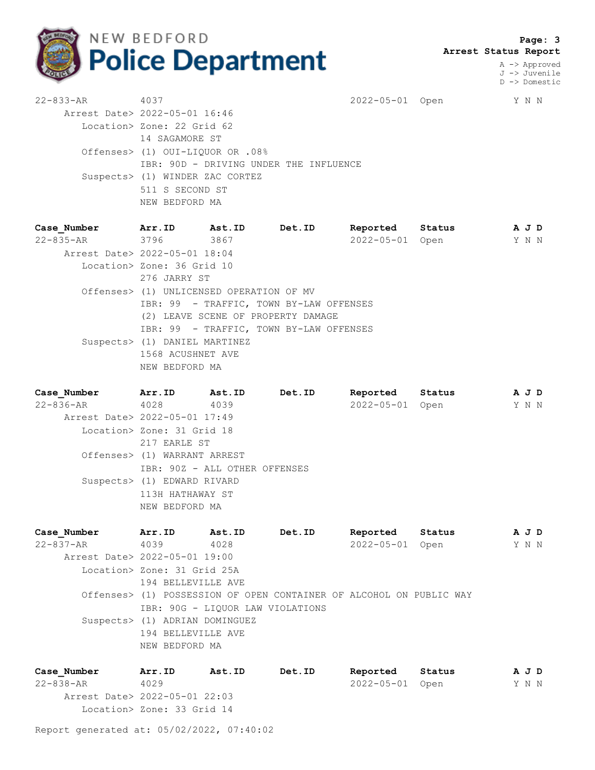**Page: 3**
**Arrest Status Report**

A -> Approved
J -> Juvenile
D -> Domestic

| Case_Number | Arr.ID | Ast.ID | Det.ID | Reported | Status | A J D |
|---|---|---|---|---|---|---|
| 22-833-AR | 4037 | | | 2022-05-01 | Open | Y N N |

Arrest Date> 2022-05-01 16:46
Location> Zone: 22 Grid 62
14 SAGAMORE ST
Offenses> (1) OUI-LIQUOR OR .08%
IBR: 90D - DRIVING UNDER THE INFLUENCE
Suspects> (1) WINDER ZAC CORTEZ
511 S SECOND ST
NEW BEDFORD MA

| Case_Number | Arr.ID | Ast.ID | Det.ID | Reported | Status | A J D |
|---|---|---|---|---|---|---|
| 22-835-AR | 3796 | 3867 | | 2022-05-01 | Open | Y N N |

Arrest Date> 2022-05-01 18:04
Location> Zone: 36 Grid 10
276 JARRY ST
Offenses> (1) UNLICENSED OPERATION OF MV
IBR: 99 - TRAFFIC, TOWN BY-LAW OFFENSES
(2) LEAVE SCENE OF PROPERTY DAMAGE
IBR: 99 - TRAFFIC, TOWN BY-LAW OFFENSES
Suspects> (1) DANIEL MARTINEZ
1568 ACUSHNET AVE
NEW BEDFORD MA

| Case_Number | Arr.ID | Ast.ID | Det.ID | Reported | Status | A J D |
|---|---|---|---|---|---|---|
| 22-836-AR | 4028 | 4039 | | 2022-05-01 | Open | Y N N |

Arrest Date> 2022-05-01 17:49
Location> Zone: 31 Grid 18
217 EARLE ST
Offenses> (1) WARRANT ARREST
IBR: 90Z - ALL OTHER OFFENSES
Suspects> (1) EDWARD RIVARD
113H HATHAWAY ST
NEW BEDFORD MA

| Case_Number | Arr.ID | Ast.ID | Det.ID | Reported | Status | A J D |
|---|---|---|---|---|---|---|
| 22-837-AR | 4039 | 4028 | | 2022-05-01 | Open | Y N N |

Arrest Date> 2022-05-01 19:00
Location> Zone: 31 Grid 25A
194 BELLEVILLE AVE
Offenses> (1) POSSESSION OF OPEN CONTAINER OF ALCOHOL ON PUBLIC WAY
IBR: 90G - LIQUOR LAW VIOLATIONS
Suspects> (1) ADRIAN DOMINGUEZ
194 BELLEVILLE AVE
NEW BEDFORD MA

| Case_Number | Arr.ID | Ast.ID | Det.ID | Reported | Status | A J D |
|---|---|---|---|---|---|---|
| 22-838-AR | 4029 | | | 2022-05-01 | Open | Y N N |

Arrest Date> 2022-05-01 22:03
Location> Zone: 33 Grid 14

Report generated at: 05/02/2022, 07:40:02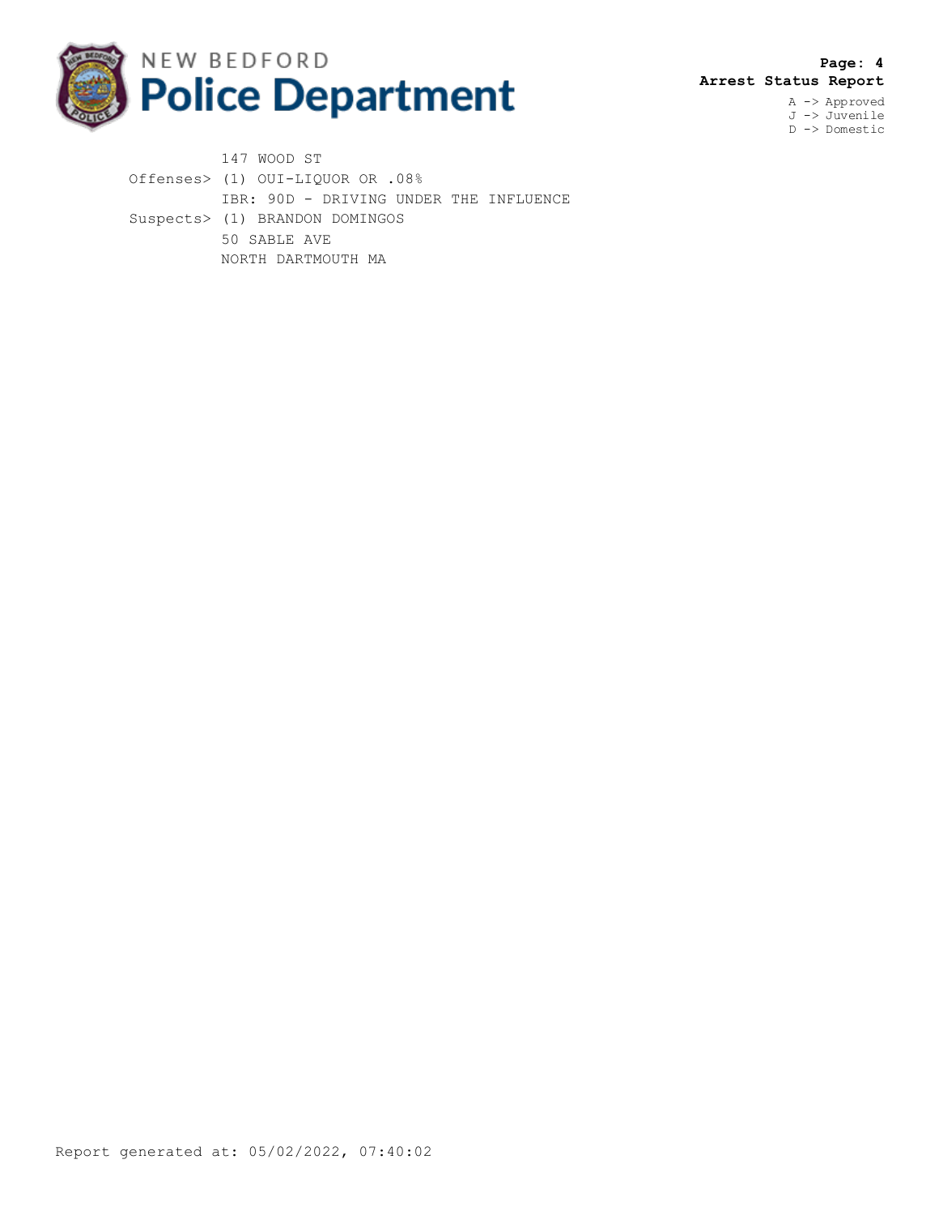**Arrest Status Report**

A -> Approved
J -> Juvenile
D -> Domestic

```
          147 WOOD ST
Offenses> (1) OUI-LIQUOR OR .08%
          IBR: 90D - DRIVING UNDER THE INFLUENCE
Suspects> (1) BRANDON DOMINGOS
          50 SABLE AVE
          NORTH DARTMOUTH MA
```

Report generated at: 05/02/2022, 07:40:02